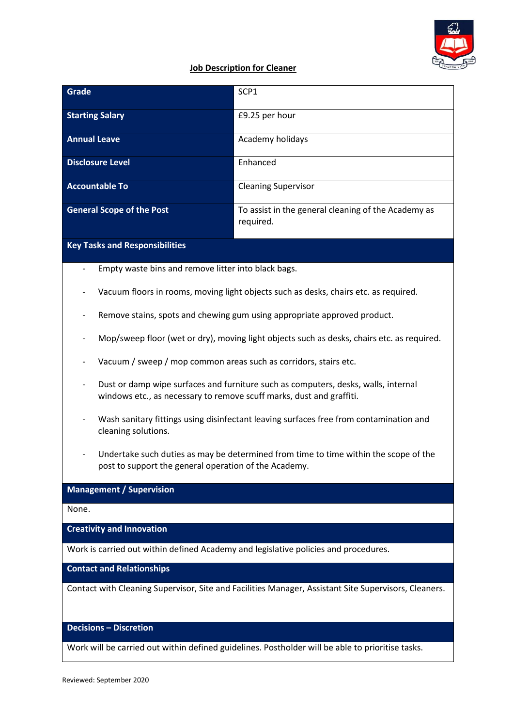## Job Description for Cleaner

| Grade | SCP1 |
|---|---|
| Starting Salary | £9.25 per hour |
| Annual Leave | Academy holidays |
| Disclosure Level | Enhanced |
| Accountable To | Cleaning Supervisor |
| General Scope of the Post | To assist in the general cleaning of the Academy as required. |

**Key Tasks and Responsibilities**

- Empty waste bins and remove litter into black bags.
- Vacuum floors in rooms, moving light objects such as desks, chairs etc. as required.
- Remove stains, spots and chewing gum using appropriate approved product.
- Mop/sweep floor (wet or dry), moving light objects such as desks, chairs etc. as required.
- Vacuum / sweep / mop common areas such as corridors, stairs etc.
- Dust or damp wipe surfaces and furniture such as computers, desks, walls, internal windows etc., as necessary to remove scuff marks, dust and graffiti.
- Wash sanitary fittings using disinfectant leaving surfaces free from contamination and cleaning solutions.
- Undertake such duties as may be determined from time to time within the scope of the post to support the general operation of the Academy.

**Management / Supervision**

None.

**Creativity and Innovation**

Work is carried out within defined Academy and legislative policies and procedures.

**Contact and Relationships**

Contact with Cleaning Supervisor, Site and Facilities Manager, Assistant Site Supervisors, Cleaners.

**Decisions – Discretion**

Work will be carried out within defined guidelines. Postholder will be able to prioritise tasks.

Reviewed: September 2020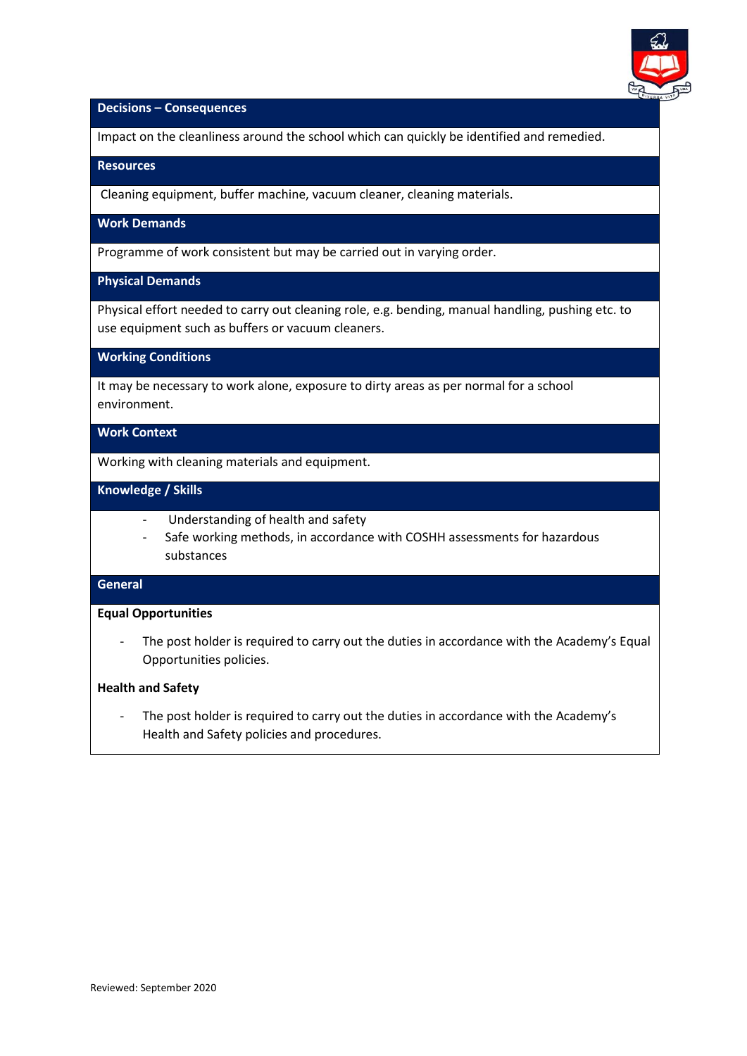## Decisions – Consequences

Impact on the cleanliness around the school which can quickly be identified and remedied.

## Resources

Cleaning equipment, buffer machine, vacuum cleaner, cleaning materials.

## Work Demands

Programme of work consistent but may be carried out in varying order.

## Physical Demands

Physical effort needed to carry out cleaning role, e.g. bending, manual handling, pushing etc. to use equipment such as buffers or vacuum cleaners.

## Working Conditions

It may be necessary to work alone, exposure to dirty areas as per normal for a school environment.

## Work Context

Working with cleaning materials and equipment.

## Knowledge / Skills

- Understanding of health and safety
- Safe working methods, in accordance with COSHH assessments for hazardous substances

## General

**Equal Opportunities**

- The post holder is required to carry out the duties in accordance with the Academy's Equal Opportunities policies.

**Health and Safety**

- The post holder is required to carry out the duties in accordance with the Academy's Health and Safety policies and procedures.

Reviewed: September 2020